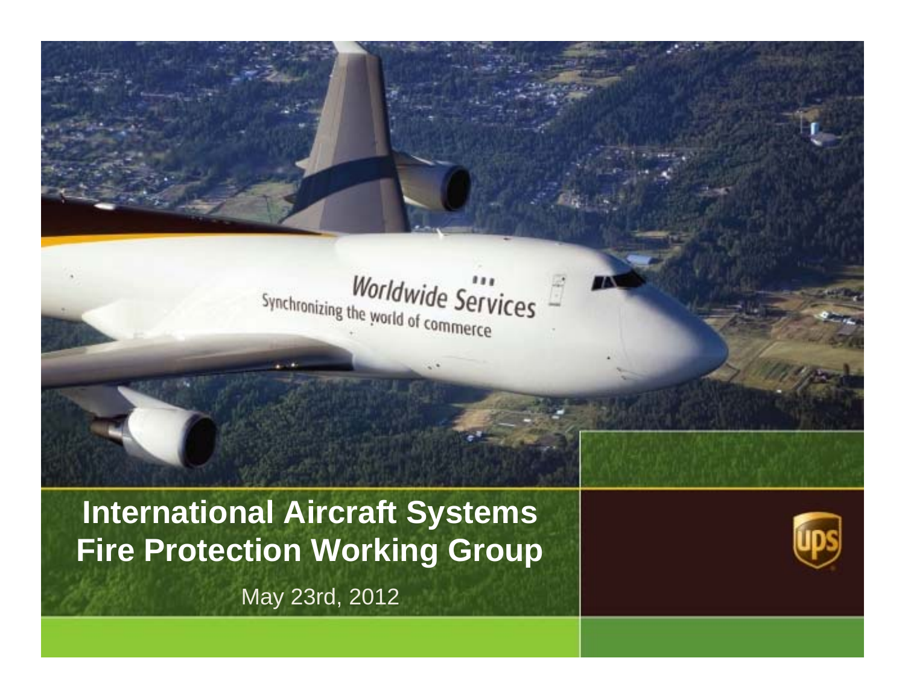# International Aircraft Systems Fire Protection Working Group

May 23rd, 2012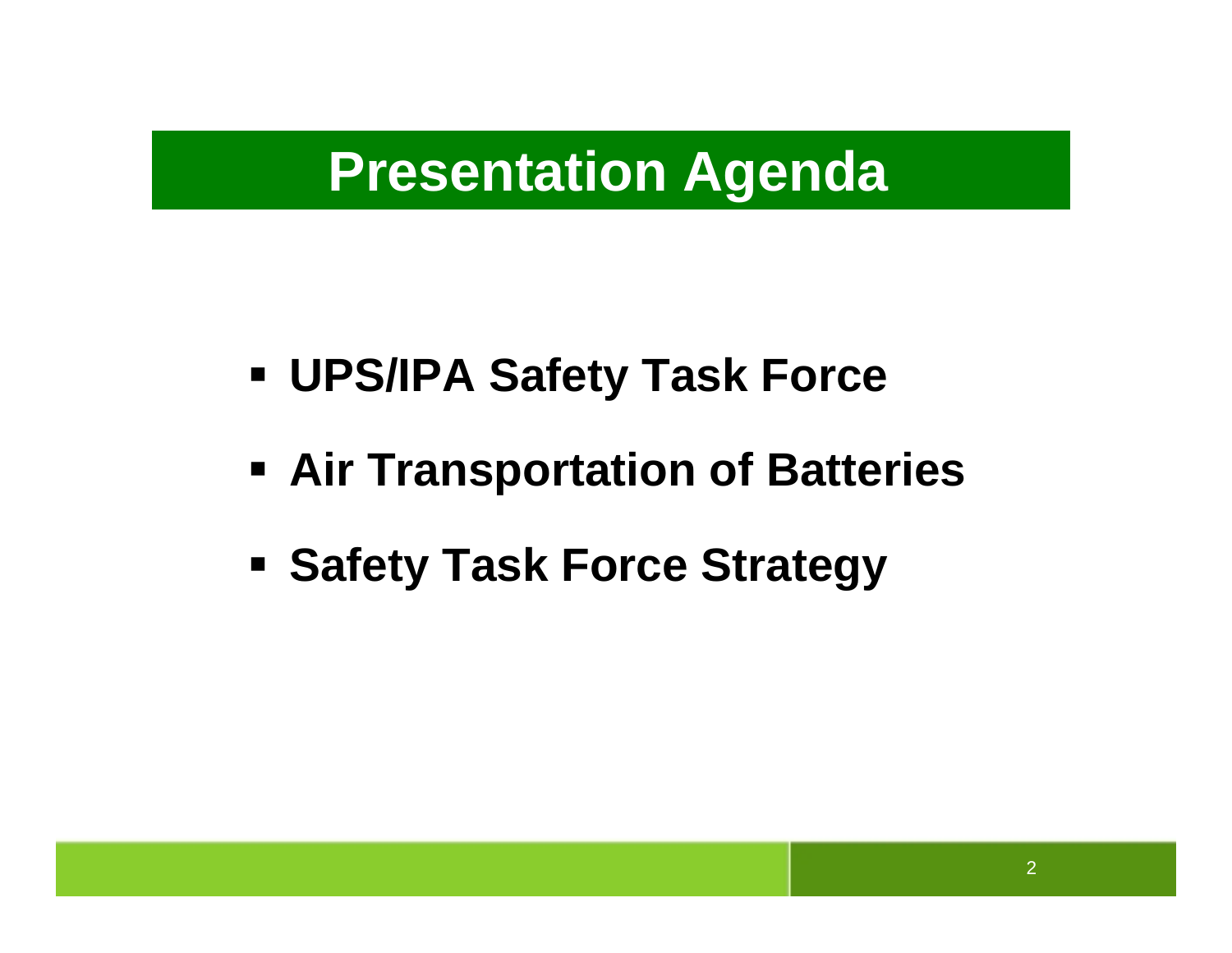# Presentation Agenda

- **UPS/IPA Safety Task Force**
- **Air Transportation of Batteries**
- **Safety Task Force Strategy**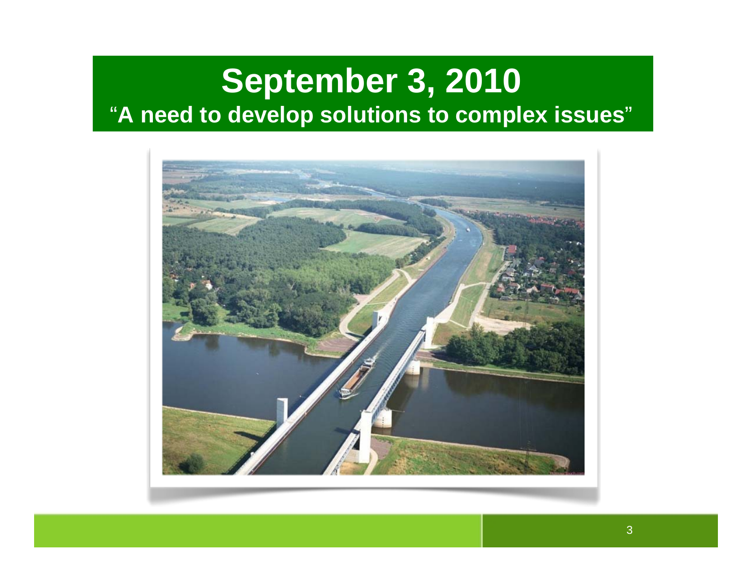# September 3, 2010

**“A need to develop solutions to complex issues”**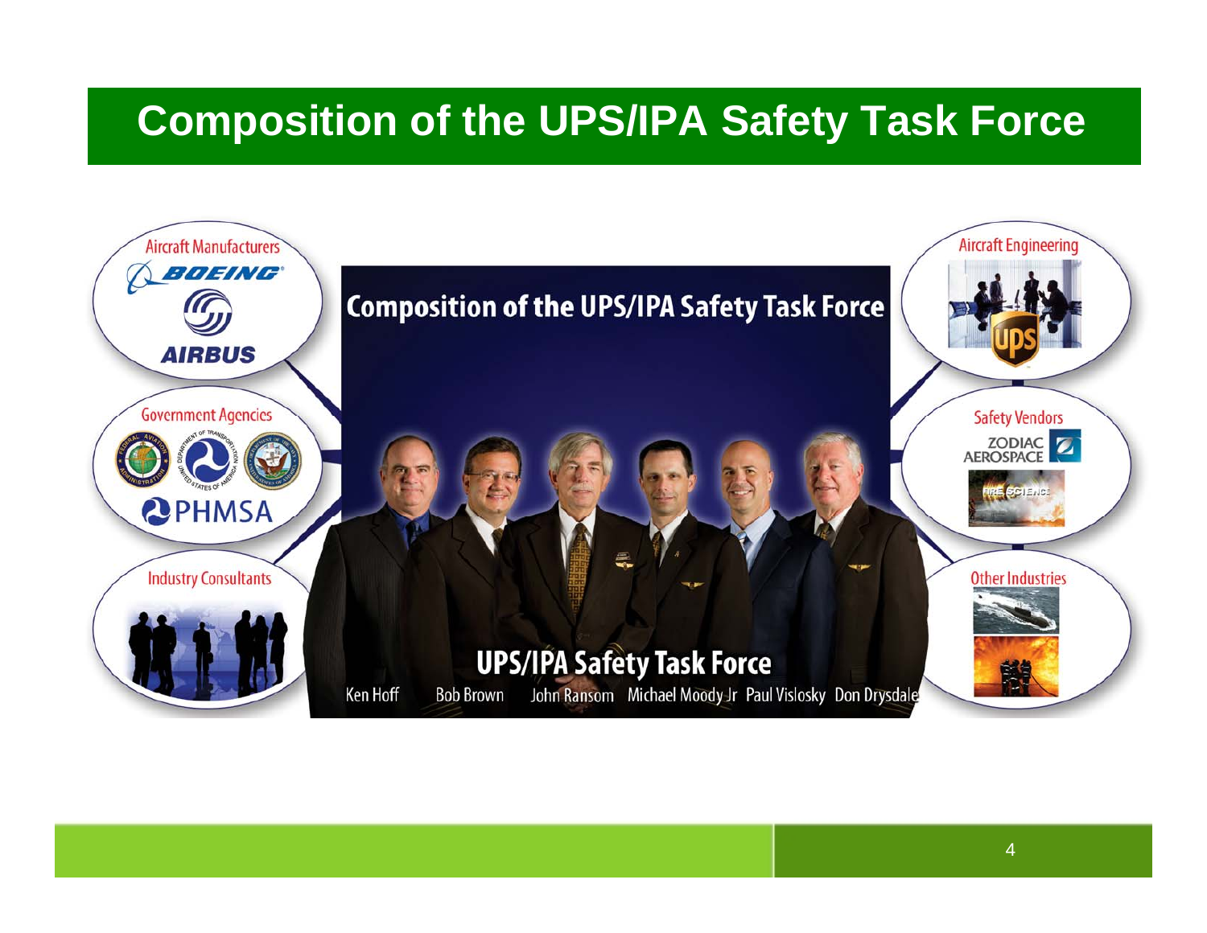# Composition of the UPS/IPA Safety Task Force

**Aircraft Manufacturers**
- BOEING
- AIRBUS

**Government Agencies**
- PHMSA

**Industry Consultants**

**Composition of the UPS/IPA Safety Task Force**

**UPS/IPA Safety Task Force**

Ken Hoff · Bob Brown · John Ransom · Michael Moody Jr · Paul Vislosky · Don Drysdale

**Aircraft Engineering**
- UPS

**Safety Vendors**
- ZODIAC AEROSPACE
- FIRE SCIENCE

**Other Industries**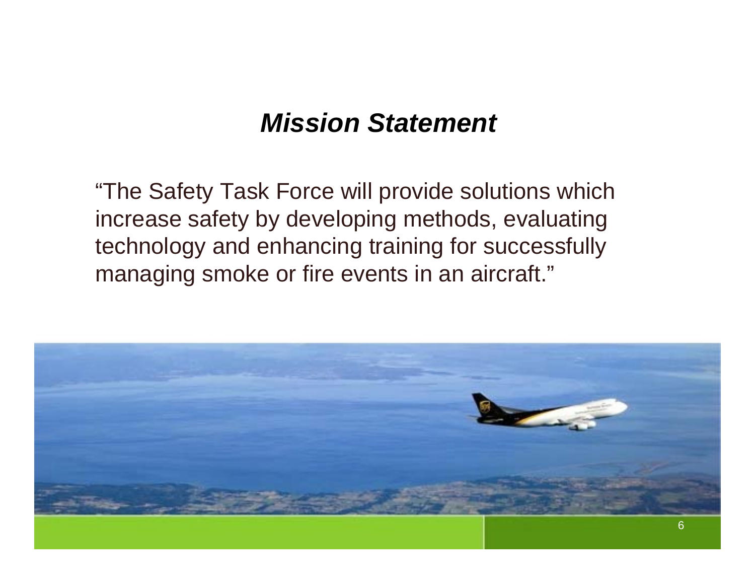# *Mission Statement*

"The Safety Task Force will provide solutions which increase safety by developing methods, evaluating technology and enhancing training for successfully managing smoke or fire events in an aircraft."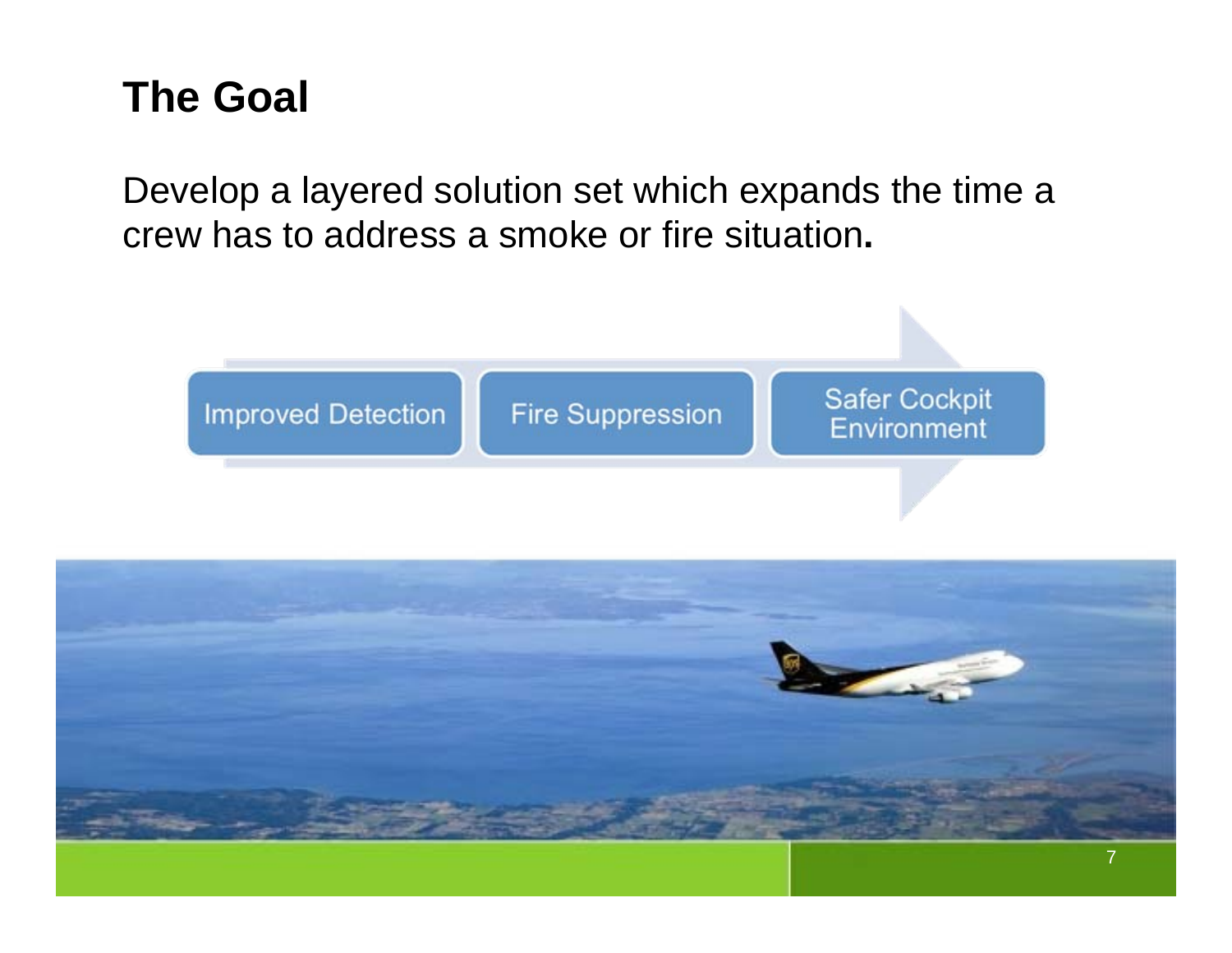# The Goal

Develop a layered solution set which expands the time a crew has to address a smoke or fire situation**.**

Improved Detection → Fire Suppression → Safer Cockpit Environment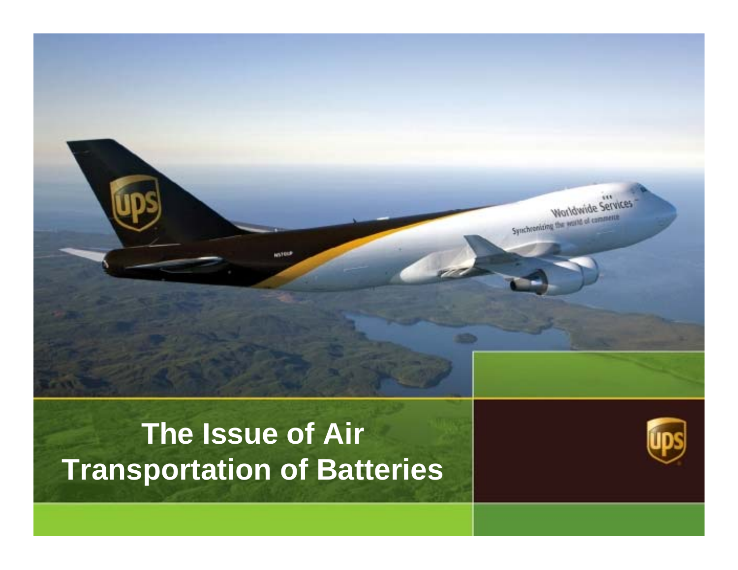# The Issue of Air Transportation of Batteries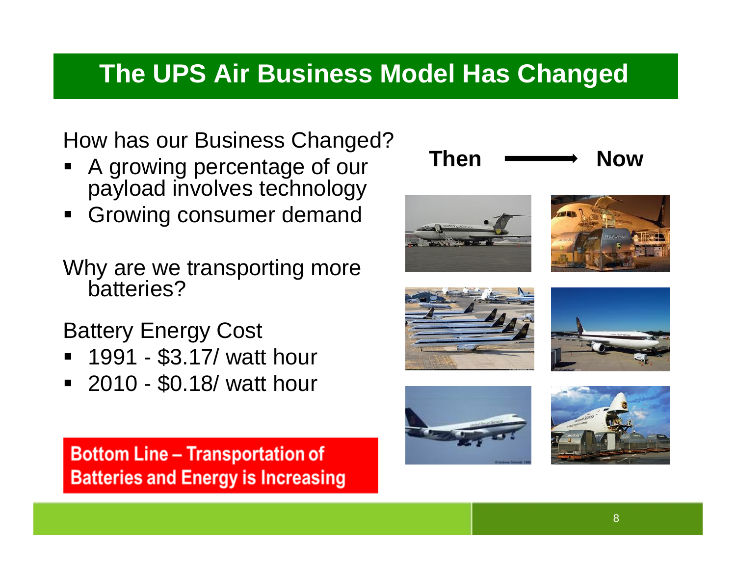# The UPS Air Business Model Has Changed

How has our Business Changed?

- A growing percentage of our payload involves technology
- Growing consumer demand

Why are we transporting more batteries?

Battery Energy Cost

- 1991 - $3.17/ watt hour
- 2010 - $0.18/ watt hour

**Bottom Line – Transportation of Batteries and Energy is Increasing**

**Then** ⟶ **Now**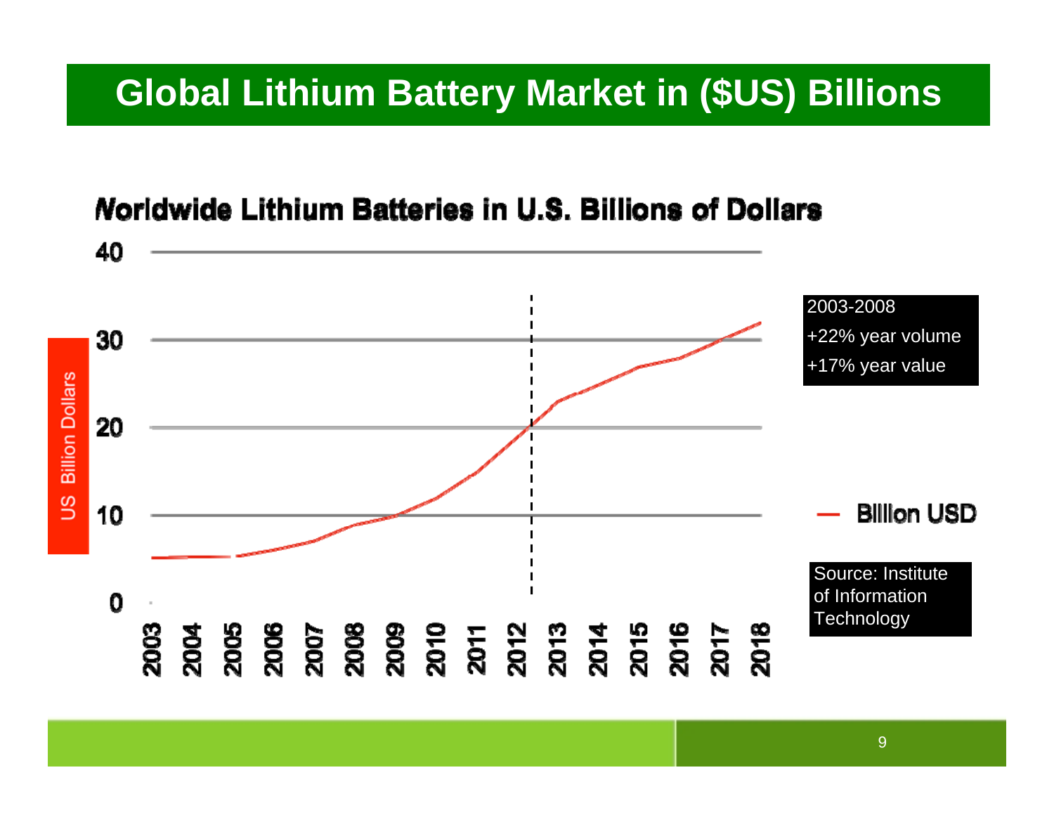# Global Lithium Battery Market in ($US) Billions

**Worldwide Lithium Batteries in U.S. Billions of Dollars**

US Billion Dollars

40

30

20

10

0

2003 2004 2005 2006 2007 2008 2009 2010 2011 2012 2013 2014 2015 2016 2017 2018

2003-2008
+22% year volume
+17% year value

— Billion USD

Source: Institute of Information Technology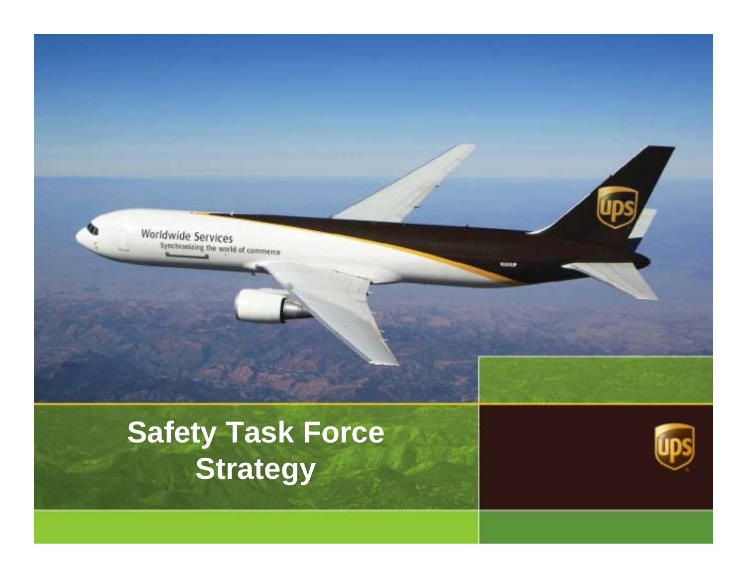# Safety Task Force Strategy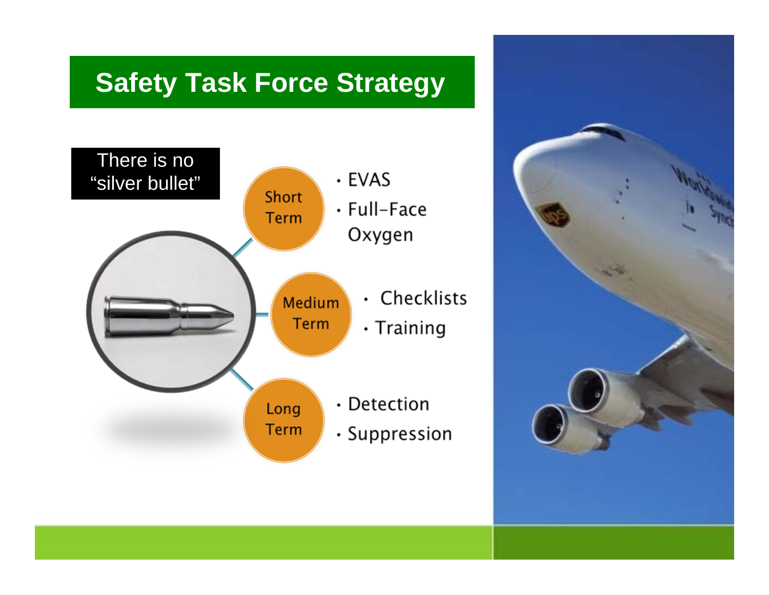# Safety Task Force Strategy

There is no "silver bullet"

**Short Term**

- EVAS
- Full-Face Oxygen

**Medium Term**

- Checklists
- Training

**Long Term**

- Detection
- Suppression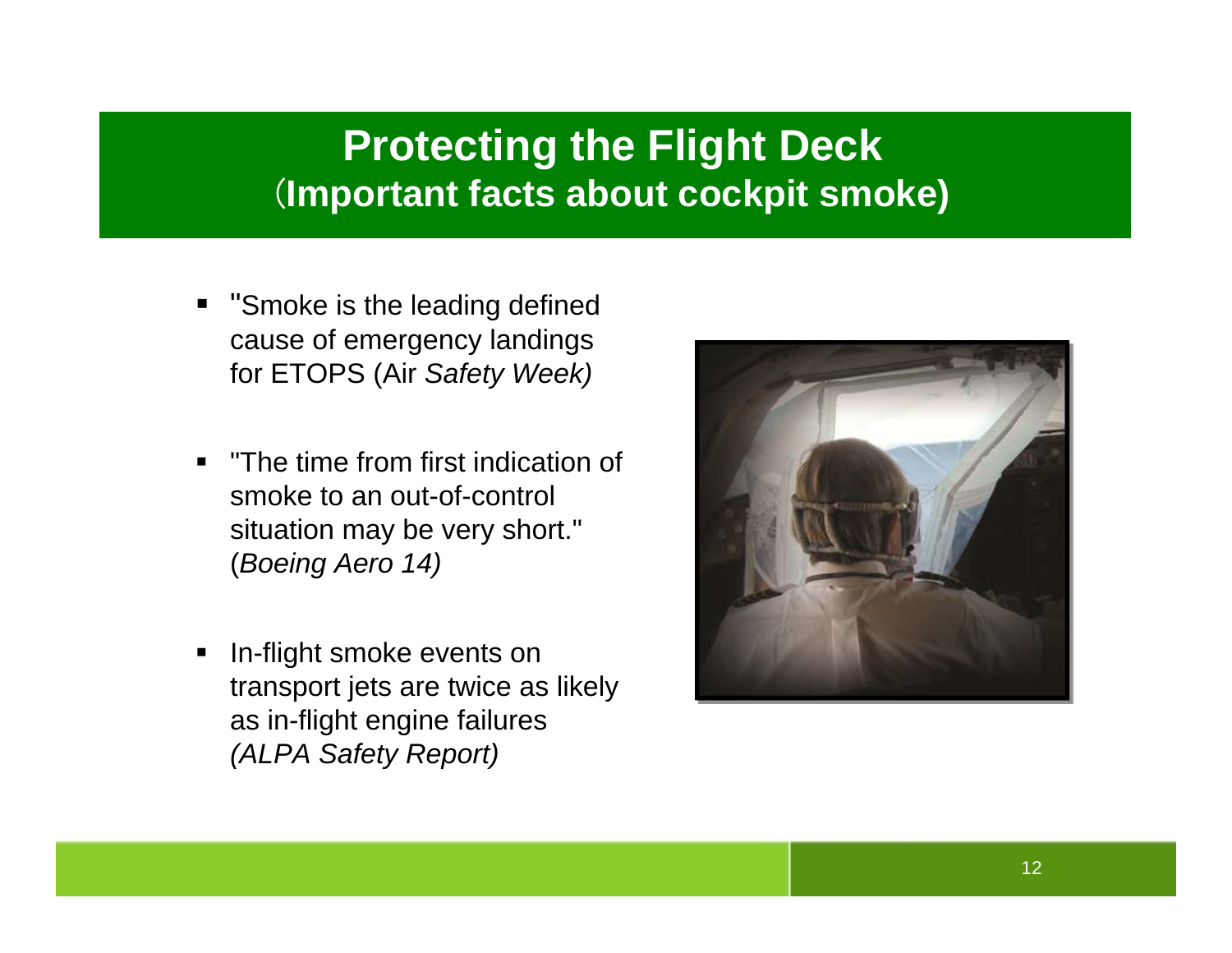# Protecting the Flight Deck
## (Important facts about cockpit smoke)

- "Smoke is the leading defined cause of emergency landings for ETOPS (Air *Safety Week)*
- "The time from first indication of smoke to an out-of-control situation may be very short." (*Boeing Aero 14)*
- In-flight smoke events on transport jets are twice as likely as in-flight engine failures *(ALPA Safety Report)*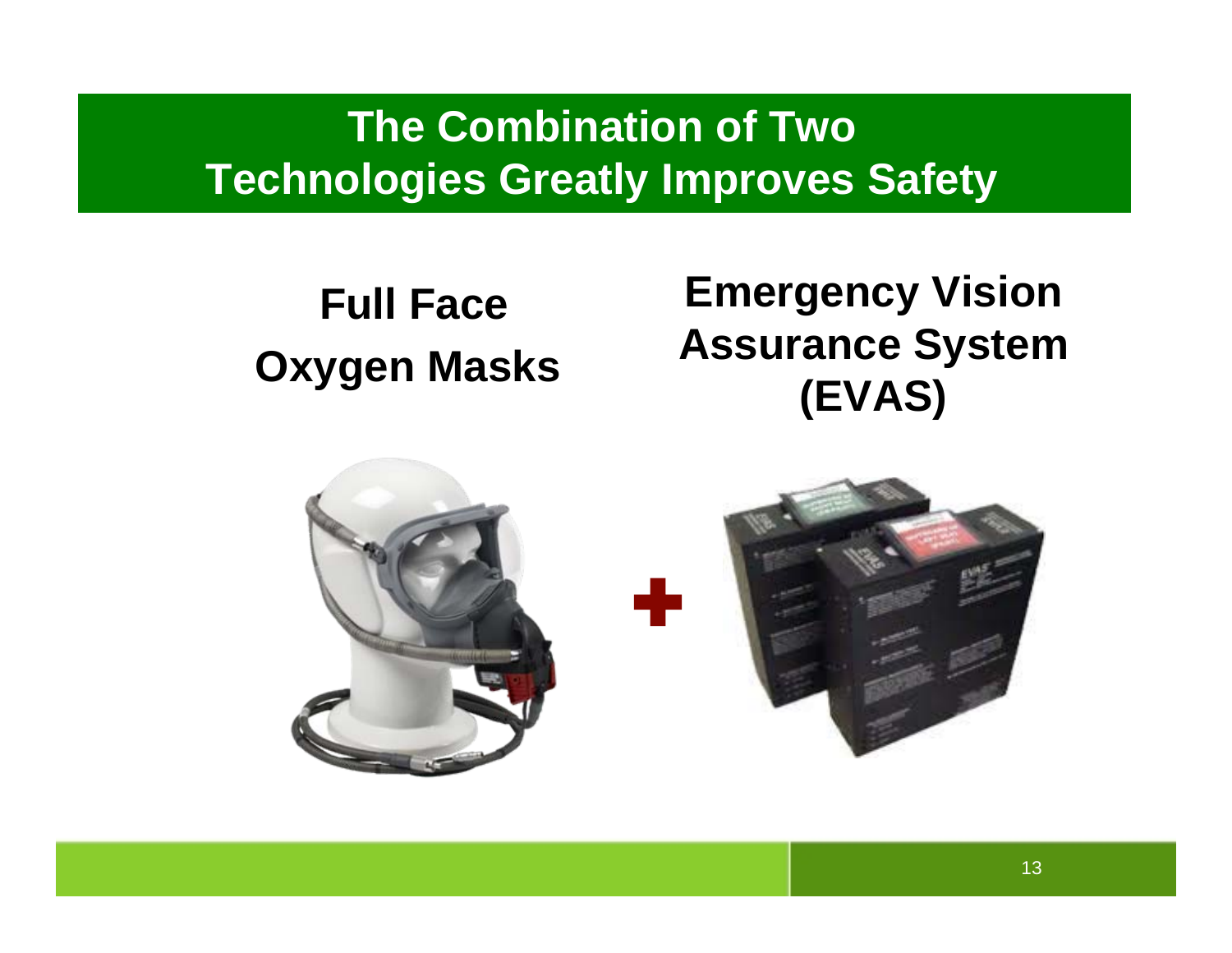# The Combination of Two Technologies Greatly Improves Safety

**Full Face Oxygen Masks**

**Emergency Vision Assurance System (EVAS)**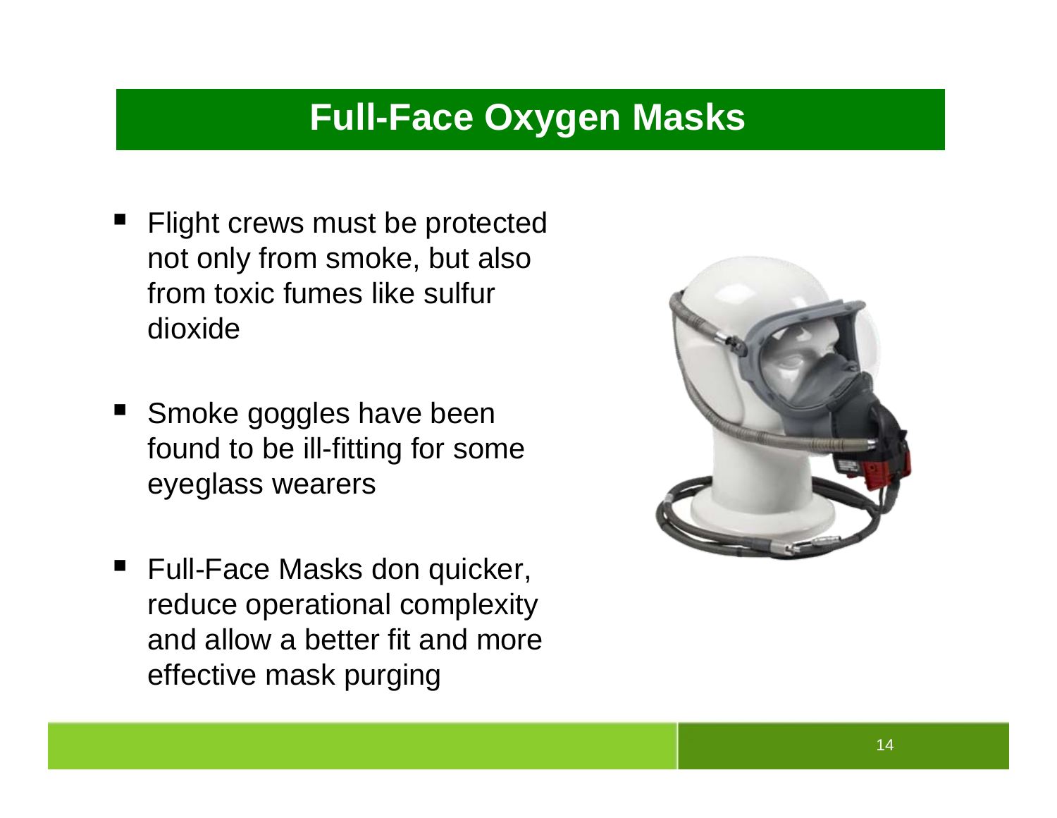# Full-Face Oxygen Masks

- Flight crews must be protected not only from smoke, but also from toxic fumes like sulfur dioxide
- Smoke goggles have been found to be ill-fitting for some eyeglass wearers
- Full-Face Masks don quicker, reduce operational complexity and allow a better fit and more effective mask purging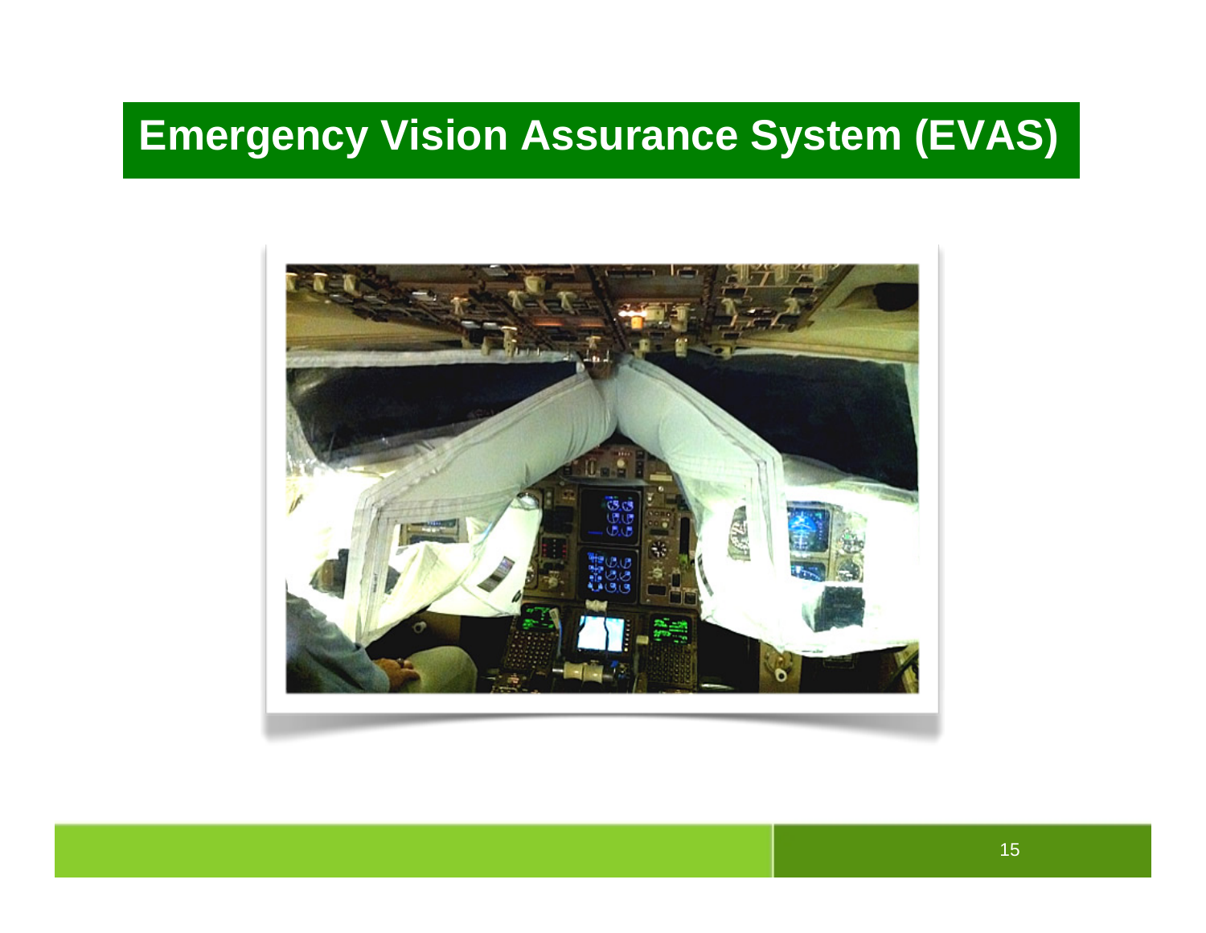# Emergency Vision Assurance System (EVAS)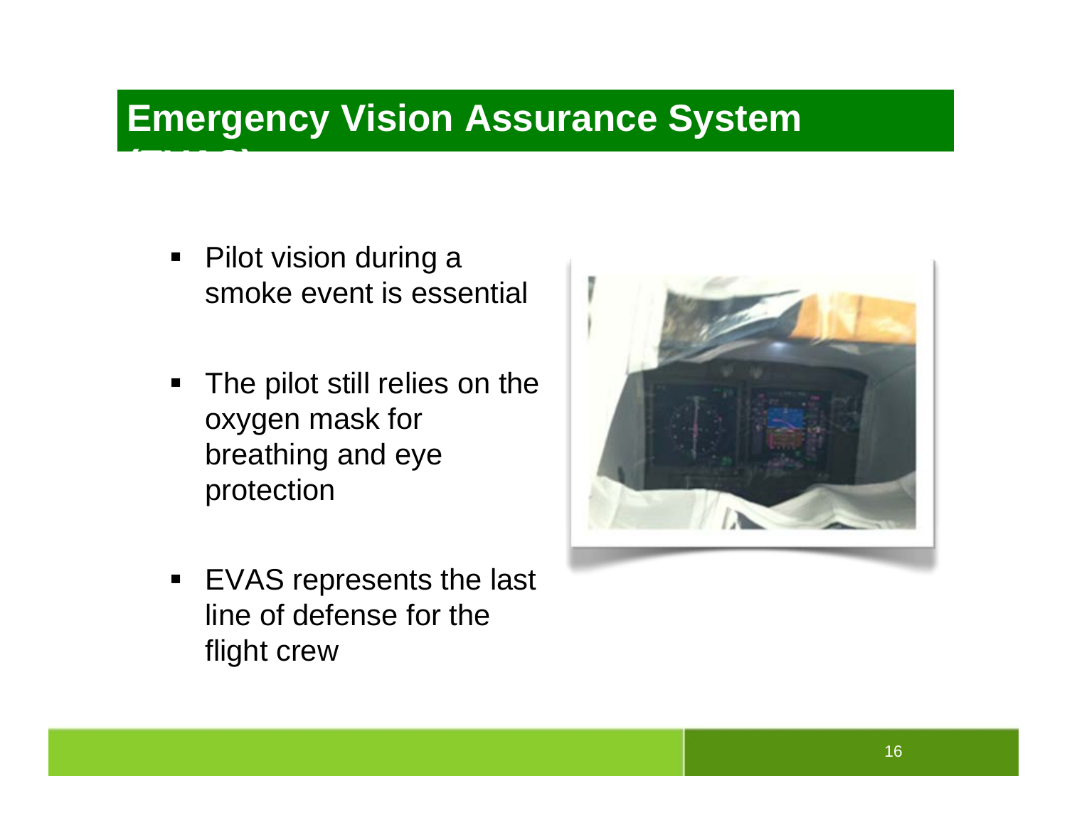# Emergency Vision Assurance System (EVAS)

- Pilot vision during a smoke event is essential
- The pilot still relies on the oxygen mask for breathing and eye protection
- EVAS represents the last line of defense for the flight crew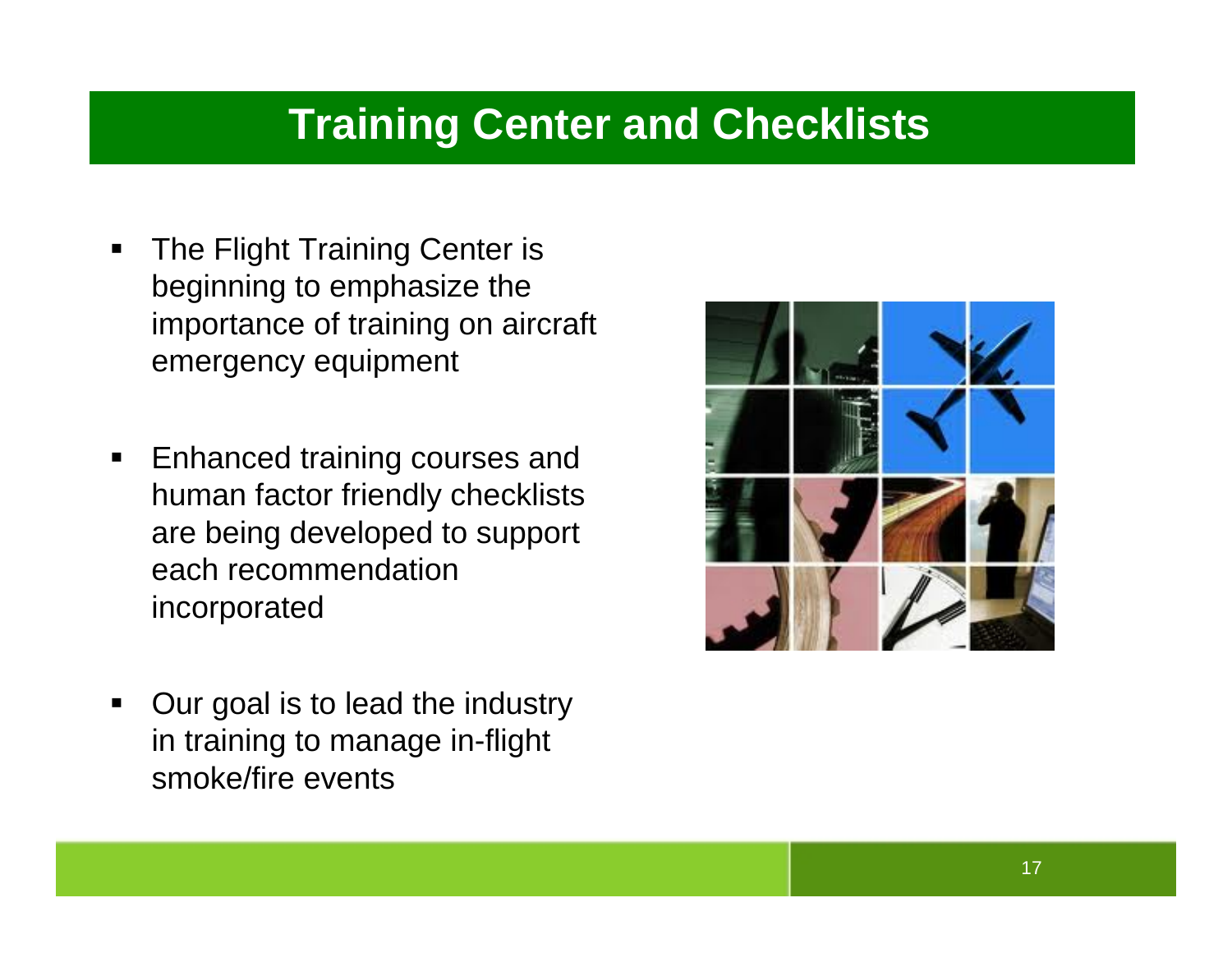# Training Center and Checklists

- The Flight Training Center is beginning to emphasize the importance of training on aircraft emergency equipment
- Enhanced training courses and human factor friendly checklists are being developed to support each recommendation incorporated
- Our goal is to lead the industry in training to manage in-flight smoke/fire events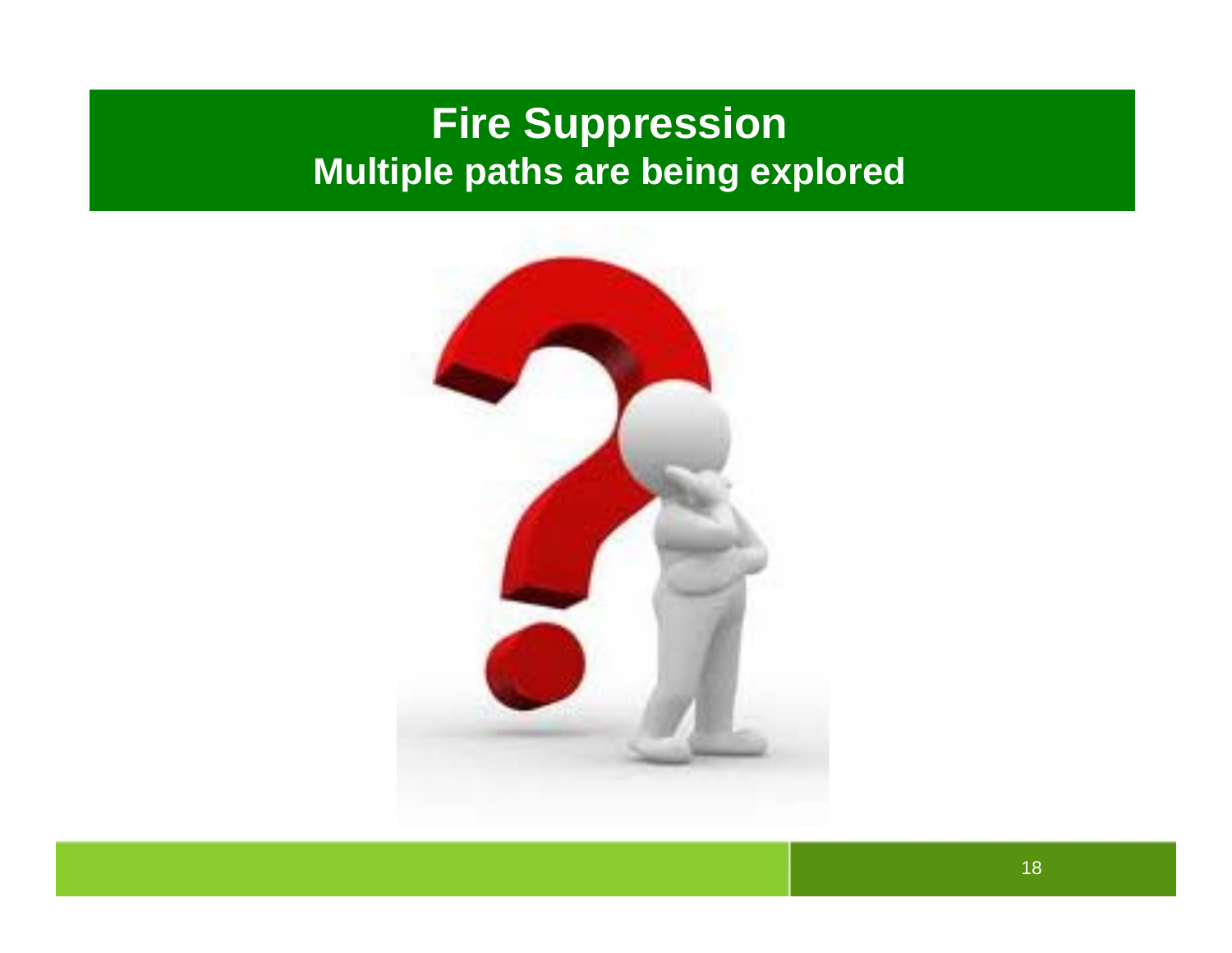# Fire Suppression
## Multiple paths are being explored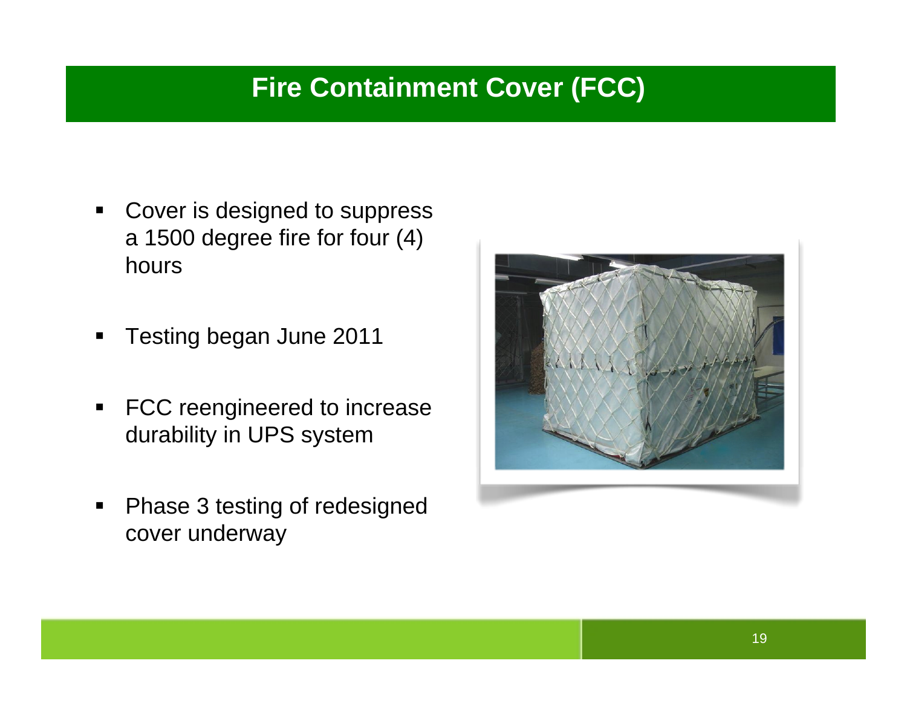# Fire Containment Cover (FCC)

- Cover is designed to suppress a 1500 degree fire for four (4) hours
- Testing began June 2011
- FCC reengineered to increase durability in UPS system
- Phase 3 testing of redesigned cover underway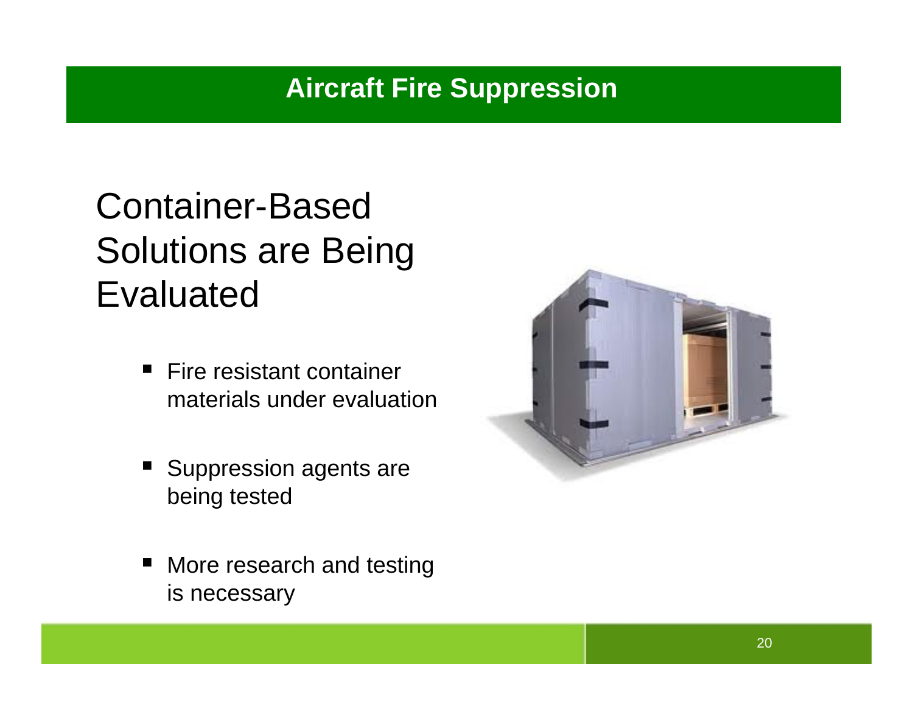# Aircraft Fire Suppression

## Container-Based Solutions are Being Evaluated

- Fire resistant container materials under evaluation
- Suppression agents are being tested
- More research and testing is necessary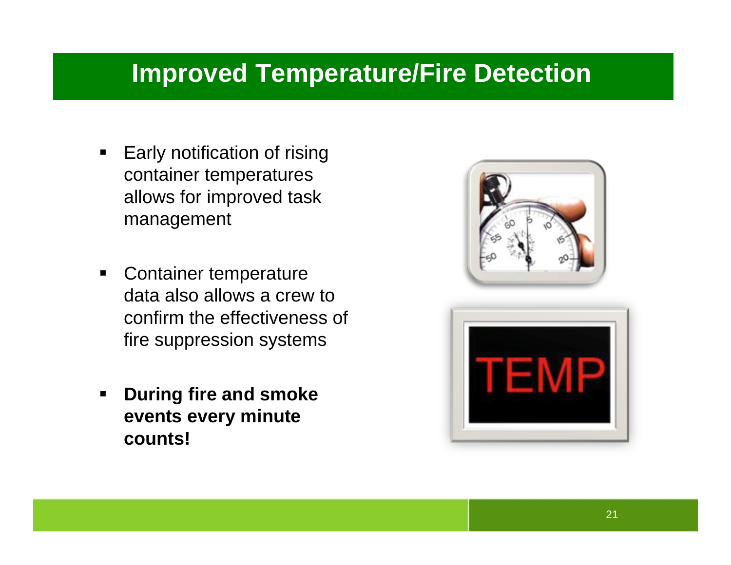# Improved Temperature/Fire Detection

- Early notification of rising container temperatures allows for improved task management
- Container temperature data also allows a crew to confirm the effectiveness of fire suppression systems
- **During fire and smoke events every minute counts!**